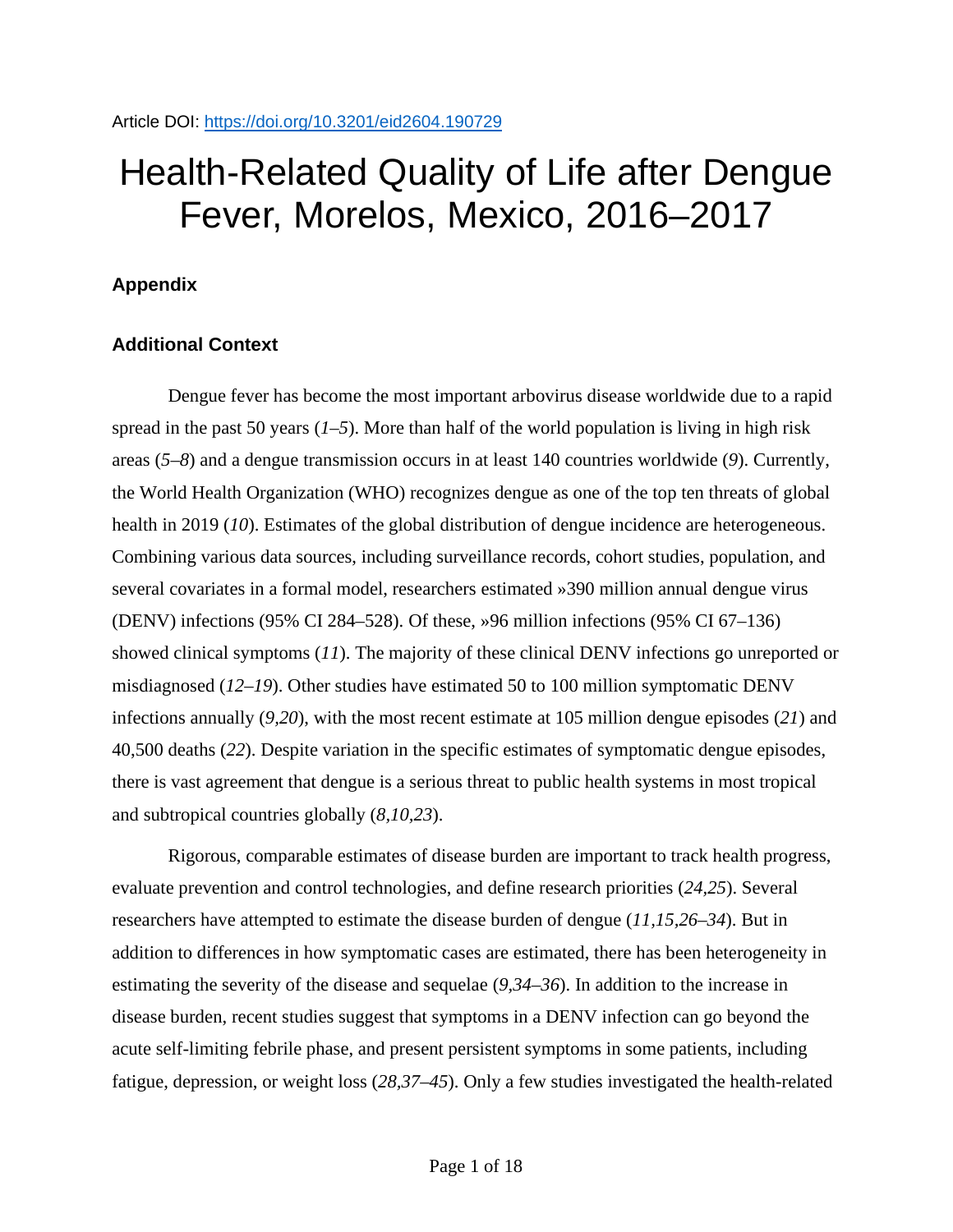Article DOI: https://doi.org/10.3201/eid2604.190729

# Health-Related Quality of Life after Dengue Fever, Morelos, Mexico, 2016–2017

## Appendix

### Additional Context

Dengue fever has become the most important arbovirus disease worldwide due to a rapid spread in the past 50 years (*1–5*). More than half of the world population is living in high risk areas (*5–8*) and a dengue transmission occurs in at least 140 countries worldwide (*9*). Currently, the World Health Organization (WHO) recognizes dengue as one of the top ten threats of global health in 2019 (*10*). Estimates of the global distribution of dengue incidence are heterogeneous. Combining various data sources, including surveillance records, cohort studies, population, and several covariates in a formal model, researchers estimated »390 million annual dengue virus (DENV) infections (95% CI 284–528). Of these, »96 million infections (95% CI 67–136) showed clinical symptoms (*11*). The majority of these clinical DENV infections go unreported or misdiagnosed (*12–19*). Other studies have estimated 50 to 100 million symptomatic DENV infections annually (*9*,*20*), with the most recent estimate at 105 million dengue episodes (*21*) and 40,500 deaths (*22*). Despite variation in the specific estimates of symptomatic dengue episodes, there is vast agreement that dengue is a serious threat to public health systems in most tropical and subtropical countries globally (*8*,*10*,*23*).

Rigorous, comparable estimates of disease burden are important to track health progress, evaluate prevention and control technologies, and define research priorities (*24*,*25*). Several researchers have attempted to estimate the disease burden of dengue (*11*,*15*,*26–34*). But in addition to differences in how symptomatic cases are estimated, there has been heterogeneity in estimating the severity of the disease and sequelae (*9*,*34–36*). In addition to the increase in disease burden, recent studies suggest that symptoms in a DENV infection can go beyond the acute self-limiting febrile phase, and present persistent symptoms in some patients, including fatigue, depression, or weight loss (*28*,*37–45*). Only a few studies investigated the health-related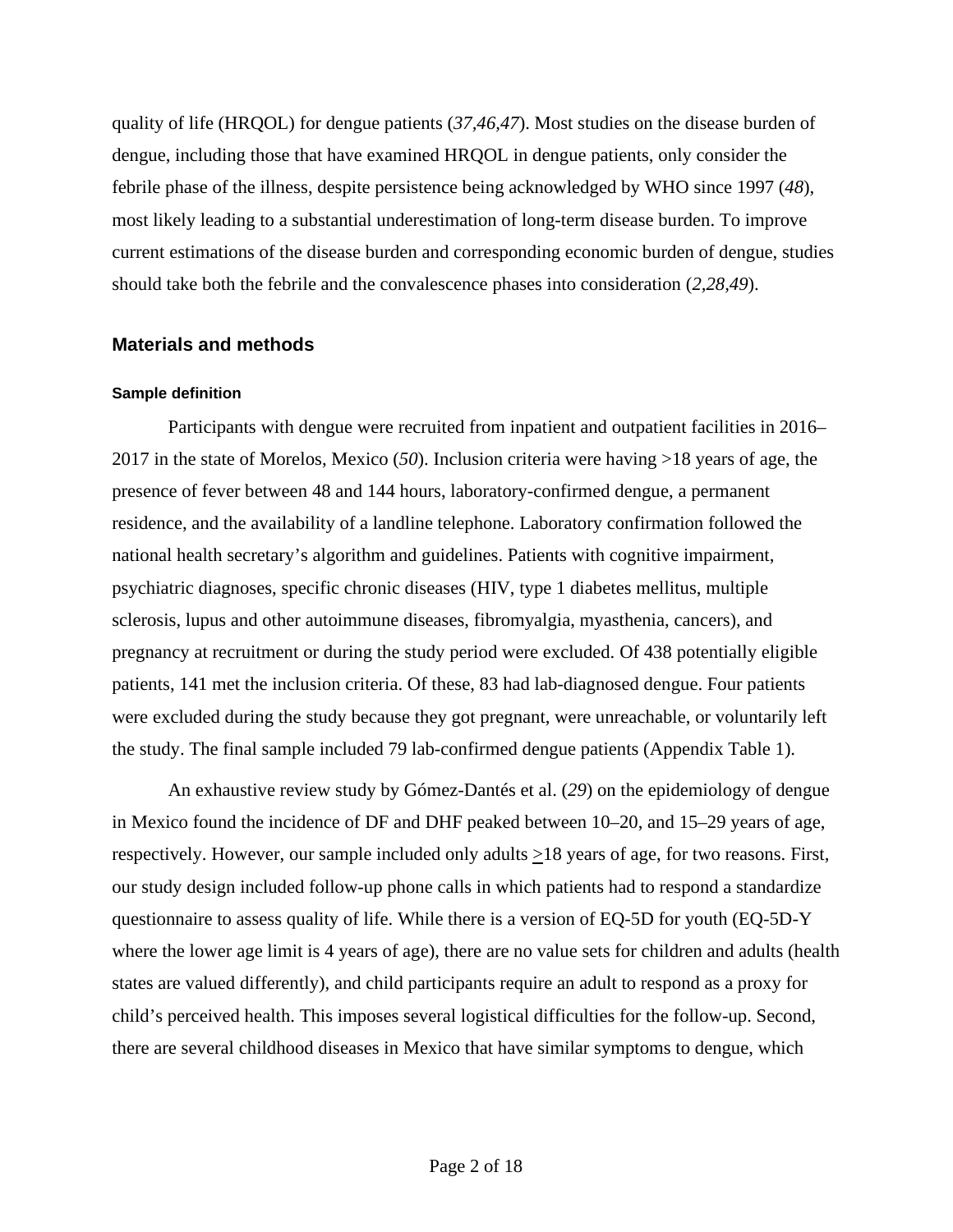quality of life (HRQOL) for dengue patients (*37*,*46*,*47*). Most studies on the disease burden of dengue, including those that have examined HRQOL in dengue patients, only consider the febrile phase of the illness, despite persistence being acknowledged by WHO since 1997 (*48*), most likely leading to a substantial underestimation of long-term disease burden. To improve current estimations of the disease burden and corresponding economic burden of dengue, studies should take both the febrile and the convalescence phases into consideration (*2*,*28*,*49*).

## Materials and methods

### Sample definition

Participants with dengue were recruited from inpatient and outpatient facilities in 2016–2017 in the state of Morelos, Mexico (*50*). Inclusion criteria were having >18 years of age, the presence of fever between 48 and 144 hours, laboratory-confirmed dengue, a permanent residence, and the availability of a landline telephone. Laboratory confirmation followed the national health secretary's algorithm and guidelines. Patients with cognitive impairment, psychiatric diagnoses, specific chronic diseases (HIV, type 1 diabetes mellitus, multiple sclerosis, lupus and other autoimmune diseases, fibromyalgia, myasthenia, cancers), and pregnancy at recruitment or during the study period were excluded. Of 438 potentially eligible patients, 141 met the inclusion criteria. Of these, 83 had lab-diagnosed dengue. Four patients were excluded during the study because they got pregnant, were unreachable, or voluntarily left the study. The final sample included 79 lab-confirmed dengue patients (Appendix Table 1).

An exhaustive review study by Gómez-Dantés et al. (*29*) on the epidemiology of dengue in Mexico found the incidence of DF and DHF peaked between 10–20, and 15–29 years of age, respectively. However, our sample included only adults ≥18 years of age, for two reasons. First, our study design included follow-up phone calls in which patients had to respond a standardize questionnaire to assess quality of life. While there is a version of EQ-5D for youth (EQ-5D-Y where the lower age limit is 4 years of age), there are no value sets for children and adults (health states are valued differently), and child participants require an adult to respond as a proxy for child's perceived health. This imposes several logistical difficulties for the follow-up. Second, there are several childhood diseases in Mexico that have similar symptoms to dengue, which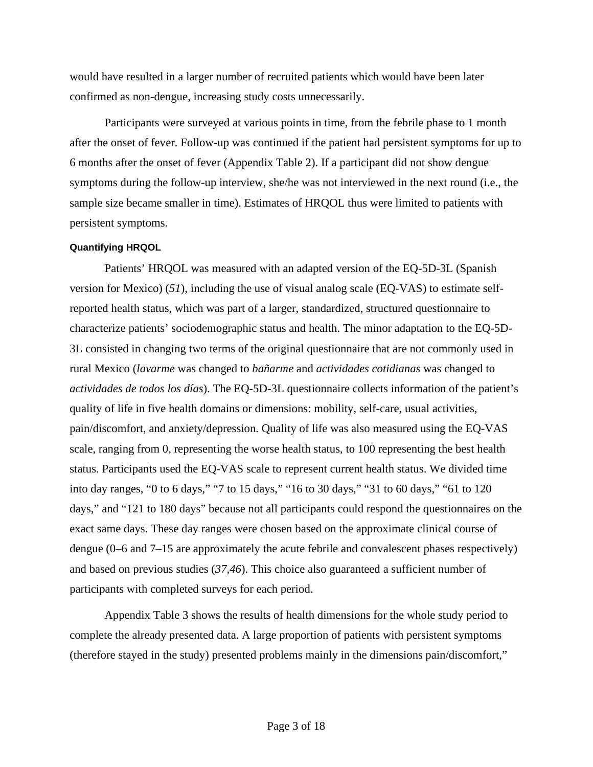would have resulted in a larger number of recruited patients which would have been later confirmed as non-dengue, increasing study costs unnecessarily.

Participants were surveyed at various points in time, from the febrile phase to 1 month after the onset of fever. Follow-up was continued if the patient had persistent symptoms for up to 6 months after the onset of fever (Appendix Table 2). If a participant did not show dengue symptoms during the follow-up interview, she/he was not interviewed in the next round (i.e., the sample size became smaller in time). Estimates of HRQOL thus were limited to patients with persistent symptoms.

#### Quantifying HRQOL

Patients' HRQOL was measured with an adapted version of the EQ-5D-3L (Spanish version for Mexico) (*51*), including the use of visual analog scale (EQ-VAS) to estimate self-reported health status, which was part of a larger, standardized, structured questionnaire to characterize patients' sociodemographic status and health. The minor adaptation to the EQ-5D-3L consisted in changing two terms of the original questionnaire that are not commonly used in rural Mexico (*lavarme* was changed to *bañarme* and *actividades cotidianas* was changed to *actividades de todos los días*). The EQ-5D-3L questionnaire collects information of the patient's quality of life in five health domains or dimensions: mobility, self-care, usual activities, pain/discomfort, and anxiety/depression. Quality of life was also measured using the EQ-VAS scale, ranging from 0, representing the worse health status, to 100 representing the best health status. Participants used the EQ-VAS scale to represent current health status. We divided time into day ranges, "0 to 6 days," "7 to 15 days," "16 to 30 days," "31 to 60 days," "61 to 120 days," and "121 to 180 days" because not all participants could respond the questionnaires on the exact same days. These day ranges were chosen based on the approximate clinical course of dengue (0–6 and 7–15 are approximately the acute febrile and convalescent phases respectively) and based on previous studies (*37*,*46*). This choice also guaranteed a sufficient number of participants with completed surveys for each period.

Appendix Table 3 shows the results of health dimensions for the whole study period to complete the already presented data. A large proportion of patients with persistent symptoms (therefore stayed in the study) presented problems mainly in the dimensions pain/discomfort,"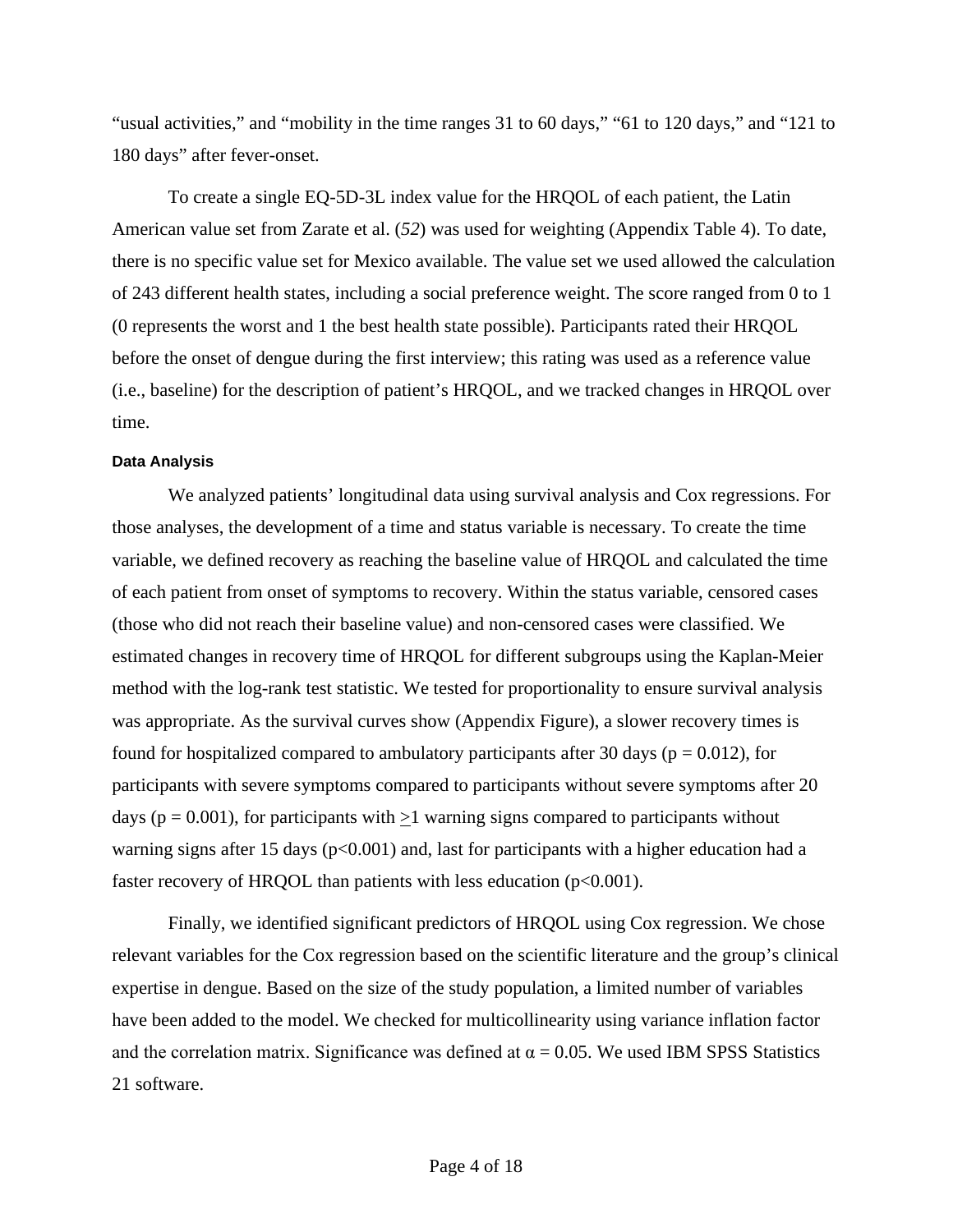"usual activities," and "mobility in the time ranges 31 to 60 days," "61 to 120 days," and "121 to 180 days" after fever-onset.

To create a single EQ-5D-3L index value for the HRQOL of each patient, the Latin American value set from Zarate et al. (*52*) was used for weighting (Appendix Table 4). To date, there is no specific value set for Mexico available. The value set we used allowed the calculation of 243 different health states, including a social preference weight. The score ranged from 0 to 1 (0 represents the worst and 1 the best health state possible). Participants rated their HRQOL before the onset of dengue during the first interview; this rating was used as a reference value (i.e., baseline) for the description of patient's HRQOL, and we tracked changes in HRQOL over time.

#### Data Analysis

We analyzed patients' longitudinal data using survival analysis and Cox regressions. For those analyses, the development of a time and status variable is necessary. To create the time variable, we defined recovery as reaching the baseline value of HRQOL and calculated the time of each patient from onset of symptoms to recovery. Within the status variable, censored cases (those who did not reach their baseline value) and non-censored cases were classified. We estimated changes in recovery time of HRQOL for different subgroups using the Kaplan-Meier method with the log-rank test statistic. We tested for proportionality to ensure survival analysis was appropriate. As the survival curves show (Appendix Figure), a slower recovery times is found for hospitalized compared to ambulatory participants after 30 days ($p = 0.012$), for participants with severe symptoms compared to participants without severe symptoms after 20 days ($p = 0.001$), for participants with $\geq$1 warning signs compared to participants without warning signs after 15 days ($p<0.001$) and, last for participants with a higher education had a faster recovery of HRQOL than patients with less education ($p<0.001$).

Finally, we identified significant predictors of HRQOL using Cox regression. We chose relevant variables for the Cox regression based on the scientific literature and the group's clinical expertise in dengue. Based on the size of the study population, a limited number of variables have been added to the model. We checked for multicollinearity using variance inflation factor and the correlation matrix. Significance was defined at $\alpha = 0.05$. We used IBM SPSS Statistics 21 software.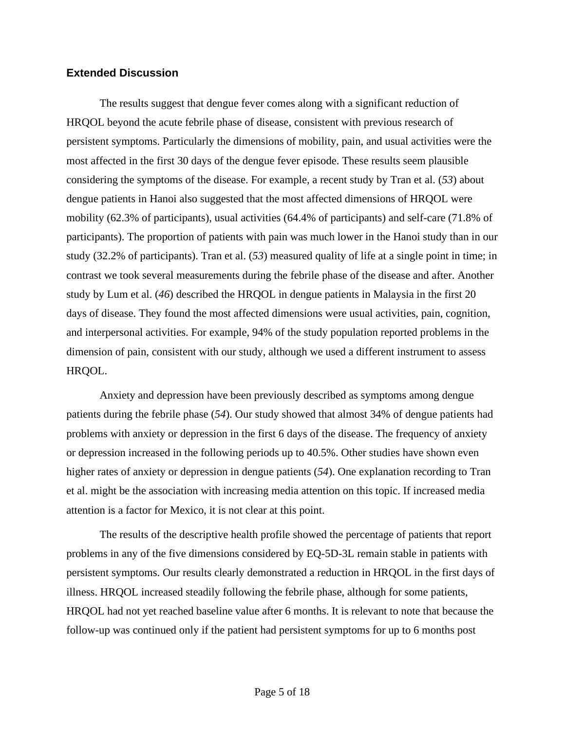## Extended Discussion

The results suggest that dengue fever comes along with a significant reduction of HRQOL beyond the acute febrile phase of disease, consistent with previous research of persistent symptoms. Particularly the dimensions of mobility, pain, and usual activities were the most affected in the first 30 days of the dengue fever episode. These results seem plausible considering the symptoms of the disease. For example, a recent study by Tran et al. (*53*) about dengue patients in Hanoi also suggested that the most affected dimensions of HRQOL were mobility (62.3% of participants), usual activities (64.4% of participants) and self-care (71.8% of participants). The proportion of patients with pain was much lower in the Hanoi study than in our study (32.2% of participants). Tran et al. (*53*) measured quality of life at a single point in time; in contrast we took several measurements during the febrile phase of the disease and after. Another study by Lum et al. (*46*) described the HRQOL in dengue patients in Malaysia in the first 20 days of disease. They found the most affected dimensions were usual activities, pain, cognition, and interpersonal activities. For example, 94% of the study population reported problems in the dimension of pain, consistent with our study, although we used a different instrument to assess HRQOL.

Anxiety and depression have been previously described as symptoms among dengue patients during the febrile phase (*54*). Our study showed that almost 34% of dengue patients had problems with anxiety or depression in the first 6 days of the disease. The frequency of anxiety or depression increased in the following periods up to 40.5%. Other studies have shown even higher rates of anxiety or depression in dengue patients (*54*). One explanation recording to Tran et al. might be the association with increasing media attention on this topic. If increased media attention is a factor for Mexico, it is not clear at this point.

The results of the descriptive health profile showed the percentage of patients that report problems in any of the five dimensions considered by EQ-5D-3L remain stable in patients with persistent symptoms. Our results clearly demonstrated a reduction in HRQOL in the first days of illness. HRQOL increased steadily following the febrile phase, although for some patients, HRQOL had not yet reached baseline value after 6 months. It is relevant to note that because the follow-up was continued only if the patient had persistent symptoms for up to 6 months post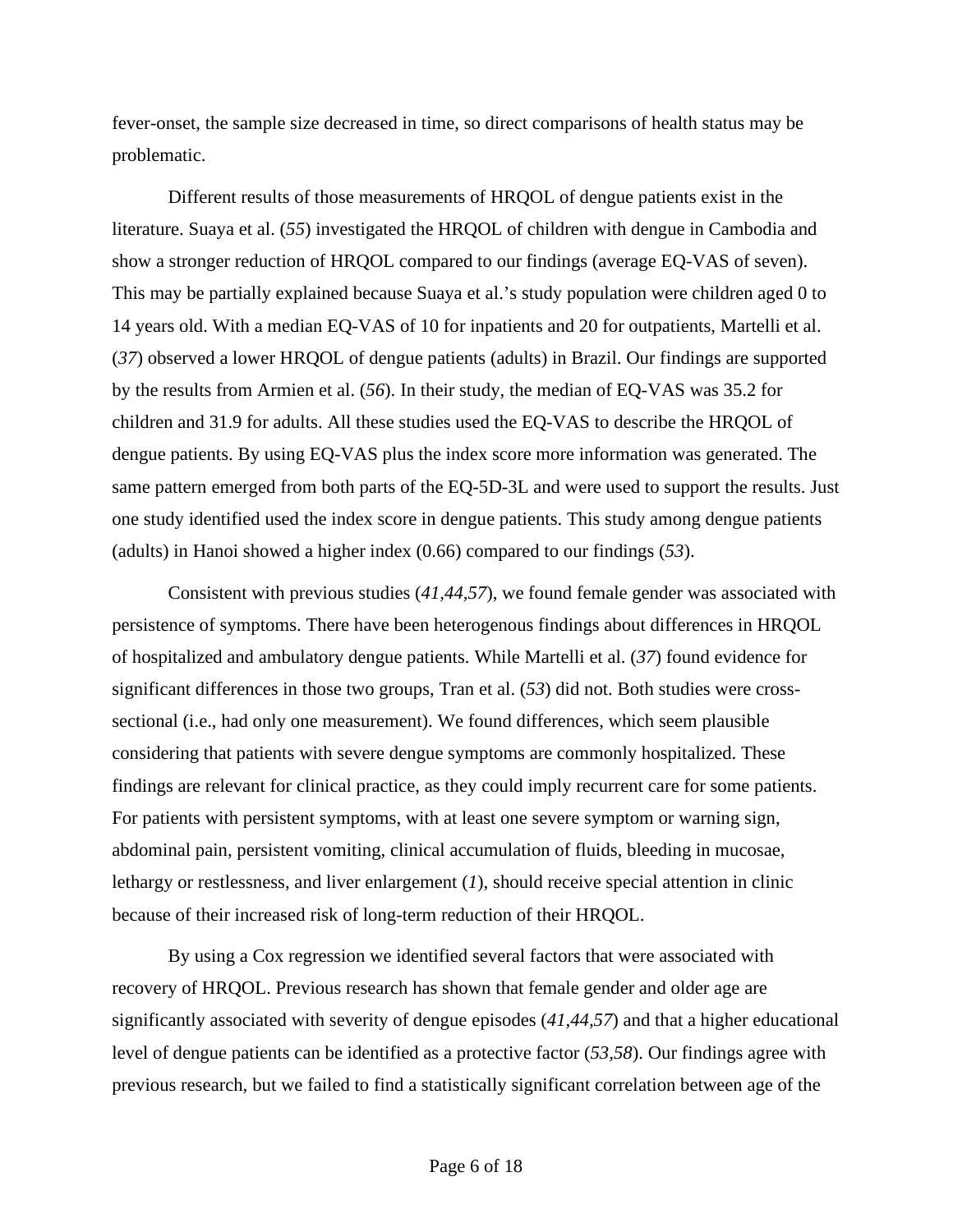fever-onset, the sample size decreased in time, so direct comparisons of health status may be problematic.

Different results of those measurements of HRQOL of dengue patients exist in the literature. Suaya et al. (*55*) investigated the HRQOL of children with dengue in Cambodia and show a stronger reduction of HRQOL compared to our findings (average EQ-VAS of seven). This may be partially explained because Suaya et al.'s study population were children aged 0 to 14 years old. With a median EQ-VAS of 10 for inpatients and 20 for outpatients, Martelli et al. (*37*) observed a lower HRQOL of dengue patients (adults) in Brazil. Our findings are supported by the results from Armien et al. (*56*). In their study, the median of EQ-VAS was 35.2 for children and 31.9 for adults. All these studies used the EQ-VAS to describe the HRQOL of dengue patients. By using EQ-VAS plus the index score more information was generated. The same pattern emerged from both parts of the EQ-5D-3L and were used to support the results. Just one study identified used the index score in dengue patients. This study among dengue patients (adults) in Hanoi showed a higher index (0.66) compared to our findings (*53*).

Consistent with previous studies (*41,44,57*), we found female gender was associated with persistence of symptoms. There have been heterogenous findings about differences in HRQOL of hospitalized and ambulatory dengue patients. While Martelli et al. (*37*) found evidence for significant differences in those two groups, Tran et al. (*53*) did not. Both studies were cross-sectional (i.e., had only one measurement). We found differences, which seem plausible considering that patients with severe dengue symptoms are commonly hospitalized. These findings are relevant for clinical practice, as they could imply recurrent care for some patients. For patients with persistent symptoms, with at least one severe symptom or warning sign, abdominal pain, persistent vomiting, clinical accumulation of fluids, bleeding in mucosae, lethargy or restlessness, and liver enlargement (*1*), should receive special attention in clinic because of their increased risk of long-term reduction of their HRQOL.

By using a Cox regression we identified several factors that were associated with recovery of HRQOL. Previous research has shown that female gender and older age are significantly associated with severity of dengue episodes (*41,44,57*) and that a higher educational level of dengue patients can be identified as a protective factor (*53,58*). Our findings agree with previous research, but we failed to find a statistically significant correlation between age of the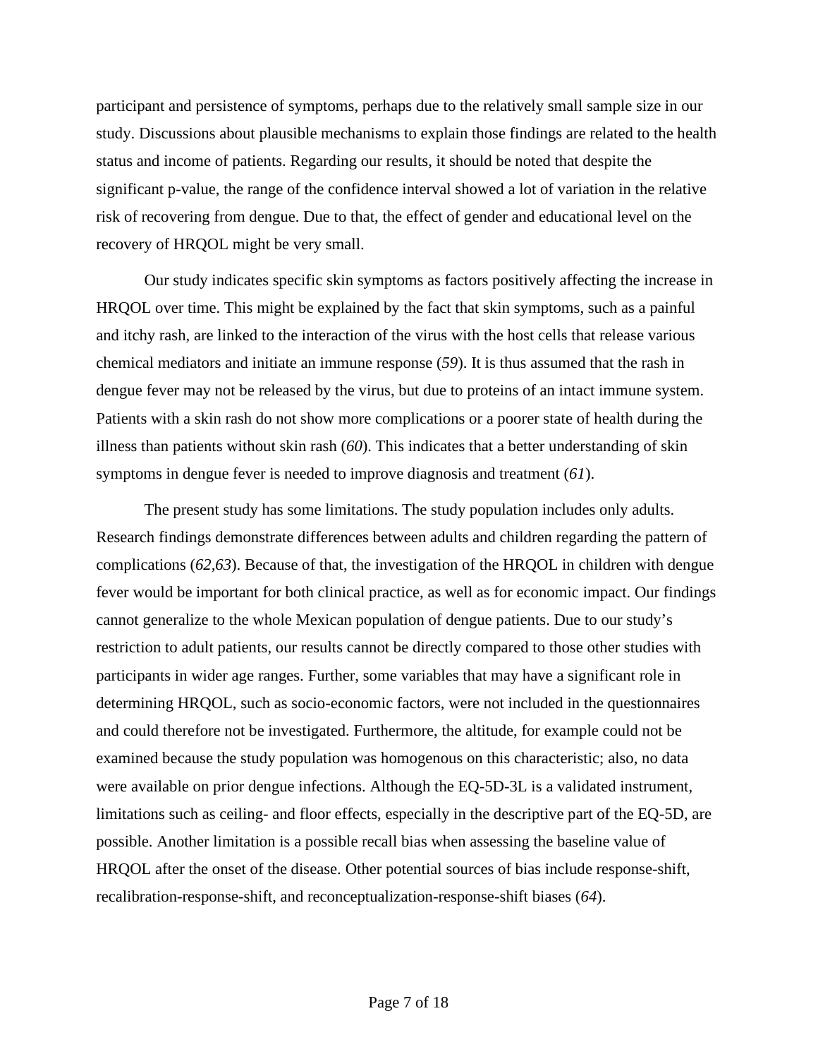participant and persistence of symptoms, perhaps due to the relatively small sample size in our study. Discussions about plausible mechanisms to explain those findings are related to the health status and income of patients. Regarding our results, it should be noted that despite the significant p-value, the range of the confidence interval showed a lot of variation in the relative risk of recovering from dengue. Due to that, the effect of gender and educational level on the recovery of HRQOL might be very small.

Our study indicates specific skin symptoms as factors positively affecting the increase in HRQOL over time. This might be explained by the fact that skin symptoms, such as a painful and itchy rash, are linked to the interaction of the virus with the host cells that release various chemical mediators and initiate an immune response (*59*). It is thus assumed that the rash in dengue fever may not be released by the virus, but due to proteins of an intact immune system. Patients with a skin rash do not show more complications or a poorer state of health during the illness than patients without skin rash (*60*). This indicates that a better understanding of skin symptoms in dengue fever is needed to improve diagnosis and treatment (*61*).

The present study has some limitations. The study population includes only adults. Research findings demonstrate differences between adults and children regarding the pattern of complications (*62,63*). Because of that, the investigation of the HRQOL in children with dengue fever would be important for both clinical practice, as well as for economic impact. Our findings cannot generalize to the whole Mexican population of dengue patients. Due to our study's restriction to adult patients, our results cannot be directly compared to those other studies with participants in wider age ranges. Further, some variables that may have a significant role in determining HRQOL, such as socio-economic factors, were not included in the questionnaires and could therefore not be investigated. Furthermore, the altitude, for example could not be examined because the study population was homogenous on this characteristic; also, no data were available on prior dengue infections. Although the EQ-5D-3L is a validated instrument, limitations such as ceiling- and floor effects, especially in the descriptive part of the EQ-5D, are possible. Another limitation is a possible recall bias when assessing the baseline value of HRQOL after the onset of the disease. Other potential sources of bias include response-shift, recalibration-response-shift, and reconceptualization-response-shift biases (*64*).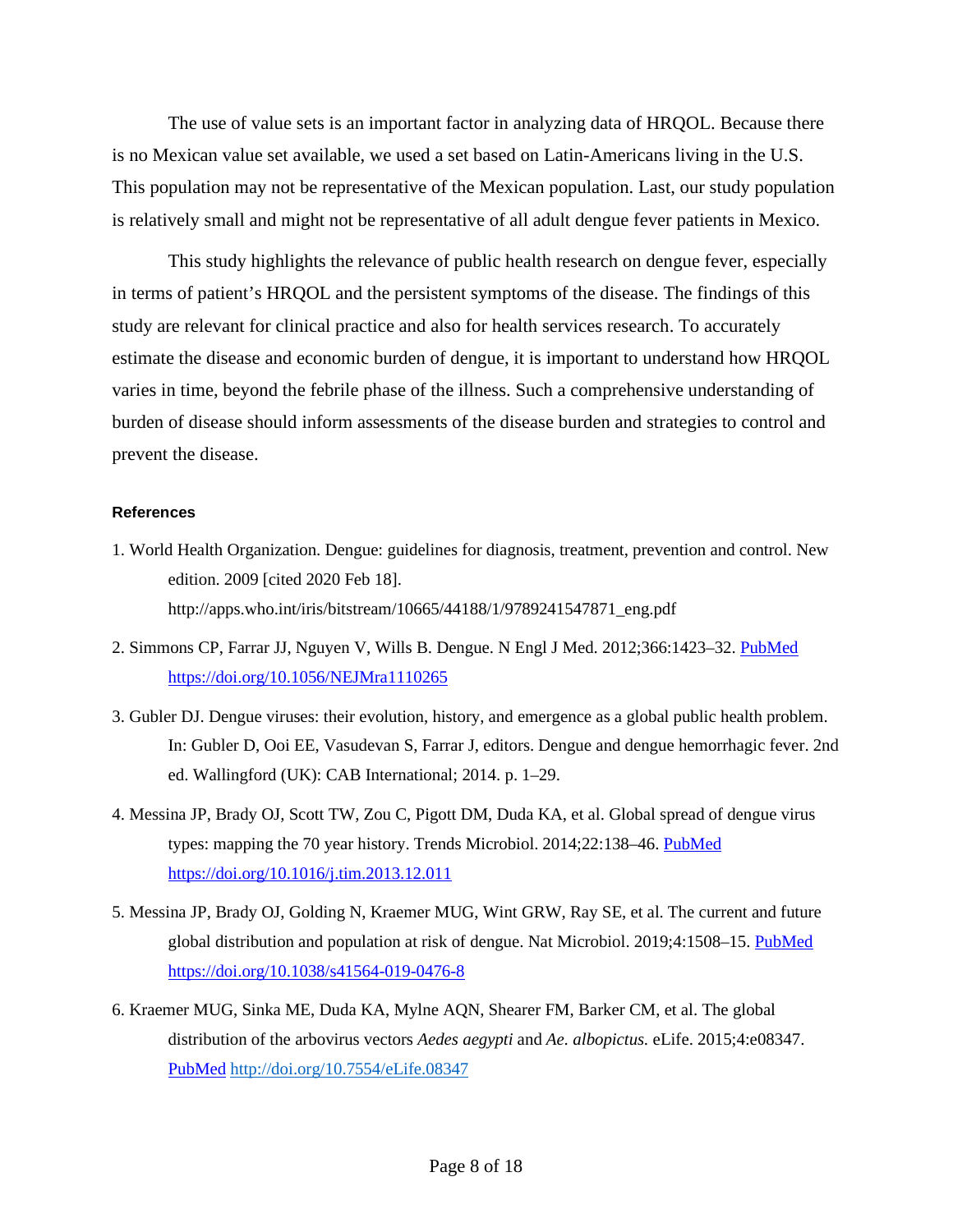The use of value sets is an important factor in analyzing data of HRQOL. Because there is no Mexican value set available, we used a set based on Latin-Americans living in the U.S. This population may not be representative of the Mexican population. Last, our study population is relatively small and might not be representative of all adult dengue fever patients in Mexico.

This study highlights the relevance of public health research on dengue fever, especially in terms of patient's HRQOL and the persistent symptoms of the disease. The findings of this study are relevant for clinical practice and also for health services research. To accurately estimate the disease and economic burden of dengue, it is important to understand how HRQOL varies in time, beyond the febrile phase of the illness. Such a comprehensive understanding of burden of disease should inform assessments of the disease burden and strategies to control and prevent the disease.

## References

1. World Health Organization. Dengue: guidelines for diagnosis, treatment, prevention and control. New edition. 2009 [cited 2020 Feb 18]. http://apps.who.int/iris/bitstream/10665/44188/1/9789241547871_eng.pdf
2. Simmons CP, Farrar JJ, Nguyen V, Wills B. Dengue. N Engl J Med. 2012;366:1423–32. PubMed https://doi.org/10.1056/NEJMra1110265
3. Gubler DJ. Dengue viruses: their evolution, history, and emergence as a global public health problem. In: Gubler D, Ooi EE, Vasudevan S, Farrar J, editors. Dengue and dengue hemorrhagic fever. 2nd ed. Wallingford (UK): CAB International; 2014. p. 1–29.
4. Messina JP, Brady OJ, Scott TW, Zou C, Pigott DM, Duda KA, et al. Global spread of dengue virus types: mapping the 70 year history. Trends Microbiol. 2014;22:138–46. PubMed https://doi.org/10.1016/j.tim.2013.12.011
5. Messina JP, Brady OJ, Golding N, Kraemer MUG, Wint GRW, Ray SE, et al. The current and future global distribution and population at risk of dengue. Nat Microbiol. 2019;4:1508–15. PubMed https://doi.org/10.1038/s41564-019-0476-8
6. Kraemer MUG, Sinka ME, Duda KA, Mylne AQN, Shearer FM, Barker CM, et al. The global distribution of the arbovirus vectors *Aedes aegypti* and *Ae. albopictus.* eLife. 2015;4:e08347. PubMed http://doi.org/10.7554/eLife.08347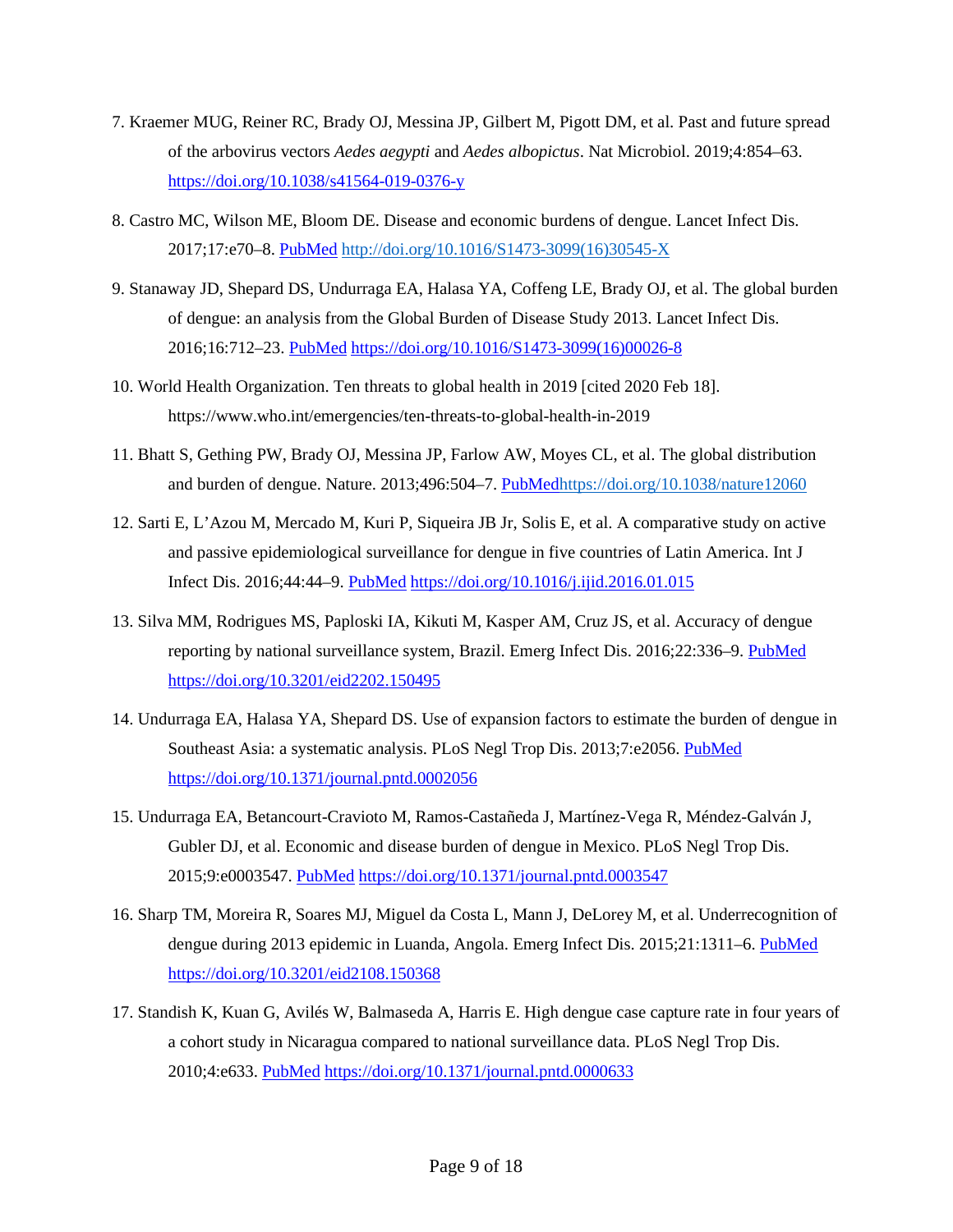7. Kraemer MUG, Reiner RC, Brady OJ, Messina JP, Gilbert M, Pigott DM, et al. Past and future spread of the arbovirus vectors *Aedes aegypti* and *Aedes albopictus*. Nat Microbiol. 2019;4:854–63. https://doi.org/10.1038/s41564-019-0376-y

8. Castro MC, Wilson ME, Bloom DE. Disease and economic burdens of dengue. Lancet Infect Dis. 2017;17:e70–8. PubMed http://doi.org/10.1016/S1473-3099(16)30545-X

9. Stanaway JD, Shepard DS, Undurraga EA, Halasa YA, Coffeng LE, Brady OJ, et al. The global burden of dengue: an analysis from the Global Burden of Disease Study 2013. Lancet Infect Dis. 2016;16:712–23. PubMed https://doi.org/10.1016/S1473-3099(16)00026-8

10. World Health Organization. Ten threats to global health in 2019 [cited 2020 Feb 18]. https://www.who.int/emergencies/ten-threats-to-global-health-in-2019

11. Bhatt S, Gething PW, Brady OJ, Messina JP, Farlow AW, Moyes CL, et al. The global distribution and burden of dengue. Nature. 2013;496:504–7. PubMedhttps://doi.org/10.1038/nature12060

12. Sarti E, L'Azou M, Mercado M, Kuri P, Siqueira JB Jr, Solis E, et al. A comparative study on active and passive epidemiological surveillance for dengue in five countries of Latin America. Int J Infect Dis. 2016;44:44–9. PubMed https://doi.org/10.1016/j.ijid.2016.01.015

13. Silva MM, Rodrigues MS, Paploski IA, Kikuti M, Kasper AM, Cruz JS, et al. Accuracy of dengue reporting by national surveillance system, Brazil. Emerg Infect Dis. 2016;22:336–9. PubMed https://doi.org/10.3201/eid2202.150495

14. Undurraga EA, Halasa YA, Shepard DS. Use of expansion factors to estimate the burden of dengue in Southeast Asia: a systematic analysis. PLoS Negl Trop Dis. 2013;7:e2056. PubMed https://doi.org/10.1371/journal.pntd.0002056

15. Undurraga EA, Betancourt-Cravioto M, Ramos-Castañeda J, Martínez-Vega R, Méndez-Galván J, Gubler DJ, et al. Economic and disease burden of dengue in Mexico. PLoS Negl Trop Dis. 2015;9:e0003547. PubMed https://doi.org/10.1371/journal.pntd.0003547

16. Sharp TM, Moreira R, Soares MJ, Miguel da Costa L, Mann J, DeLorey M, et al. Underrecognition of dengue during 2013 epidemic in Luanda, Angola. Emerg Infect Dis. 2015;21:1311–6. PubMed https://doi.org/10.3201/eid2108.150368

17. Standish K, Kuan G, Avilés W, Balmaseda A, Harris E. High dengue case capture rate in four years of a cohort study in Nicaragua compared to national surveillance data. PLoS Negl Trop Dis. 2010;4:e633. PubMed https://doi.org/10.1371/journal.pntd.0000633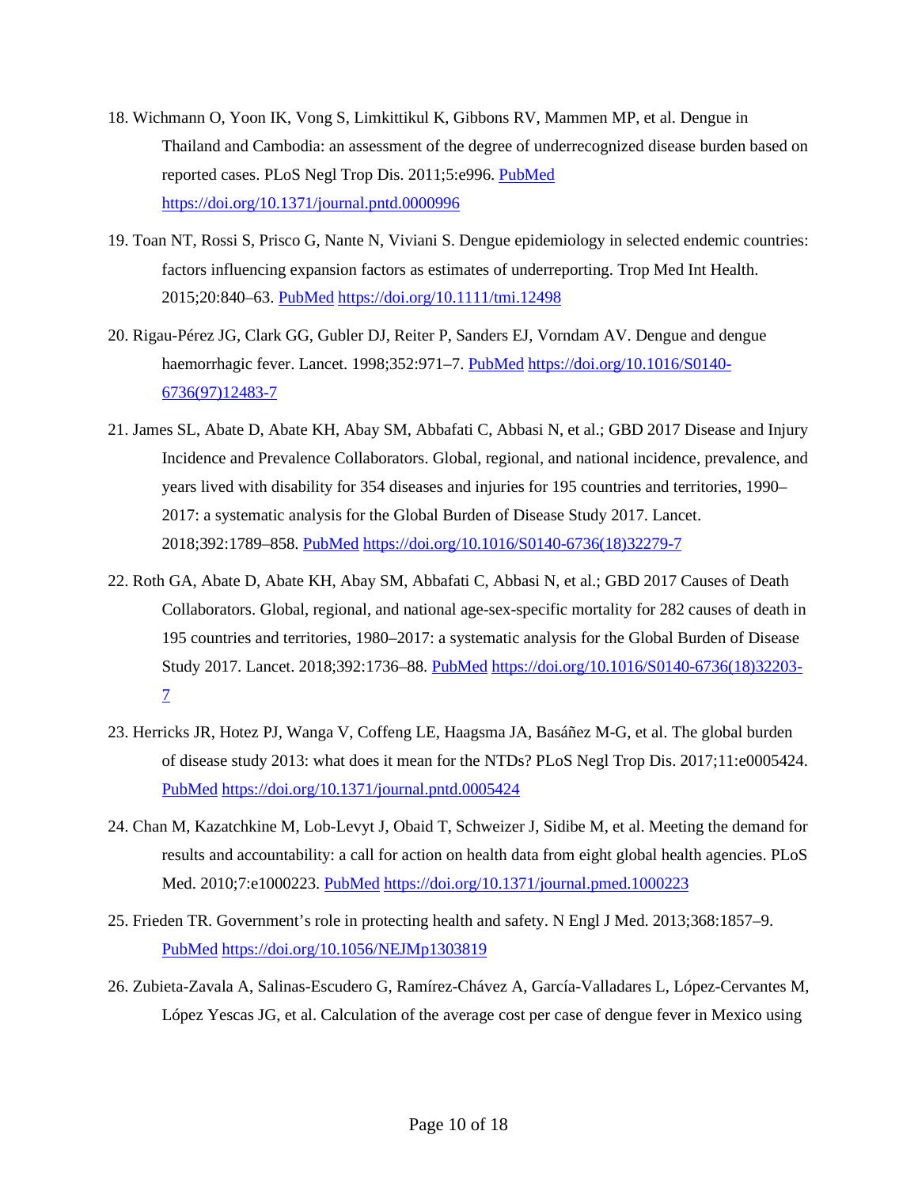18. Wichmann O, Yoon IK, Vong S, Limkittikul K, Gibbons RV, Mammen MP, et al. Dengue in Thailand and Cambodia: an assessment of the degree of underrecognized disease burden based on reported cases. PLoS Negl Trop Dis. 2011;5:e996. PubMed https://doi.org/10.1371/journal.pntd.0000996

19. Toan NT, Rossi S, Prisco G, Nante N, Viviani S. Dengue epidemiology in selected endemic countries: factors influencing expansion factors as estimates of underreporting. Trop Med Int Health. 2015;20:840–63. PubMed https://doi.org/10.1111/tmi.12498

20. Rigau-Pérez JG, Clark GG, Gubler DJ, Reiter P, Sanders EJ, Vorndam AV. Dengue and dengue haemorrhagic fever. Lancet. 1998;352:971–7. PubMed https://doi.org/10.1016/S0140-6736(97)12483-7

21. James SL, Abate D, Abate KH, Abay SM, Abbafati C, Abbasi N, et al.; GBD 2017 Disease and Injury Incidence and Prevalence Collaborators. Global, regional, and national incidence, prevalence, and years lived with disability for 354 diseases and injuries for 195 countries and territories, 1990–2017: a systematic analysis for the Global Burden of Disease Study 2017. Lancet. 2018;392:1789–858. PubMed https://doi.org/10.1016/S0140-6736(18)32279-7

22. Roth GA, Abate D, Abate KH, Abay SM, Abbafati C, Abbasi N, et al.; GBD 2017 Causes of Death Collaborators. Global, regional, and national age-sex-specific mortality for 282 causes of death in 195 countries and territories, 1980–2017: a systematic analysis for the Global Burden of Disease Study 2017. Lancet. 2018;392:1736–88. PubMed https://doi.org/10.1016/S0140-6736(18)32203-7

23. Herricks JR, Hotez PJ, Wanga V, Coffeng LE, Haagsma JA, Basáñez M-G, et al. The global burden of disease study 2013: what does it mean for the NTDs? PLoS Negl Trop Dis. 2017;11:e0005424. PubMed https://doi.org/10.1371/journal.pntd.0005424

24. Chan M, Kazatchkine M, Lob-Levyt J, Obaid T, Schweizer J, Sidibe M, et al. Meeting the demand for results and accountability: a call for action on health data from eight global health agencies. PLoS Med. 2010;7:e1000223. PubMed https://doi.org/10.1371/journal.pmed.1000223

25. Frieden TR. Government's role in protecting health and safety. N Engl J Med. 2013;368:1857–9. PubMed https://doi.org/10.1056/NEJMp1303819

26. Zubieta-Zavala A, Salinas-Escudero G, Ramírez-Chávez A, García-Valladares L, López-Cervantes M, López Yescas JG, et al. Calculation of the average cost per case of dengue fever in Mexico using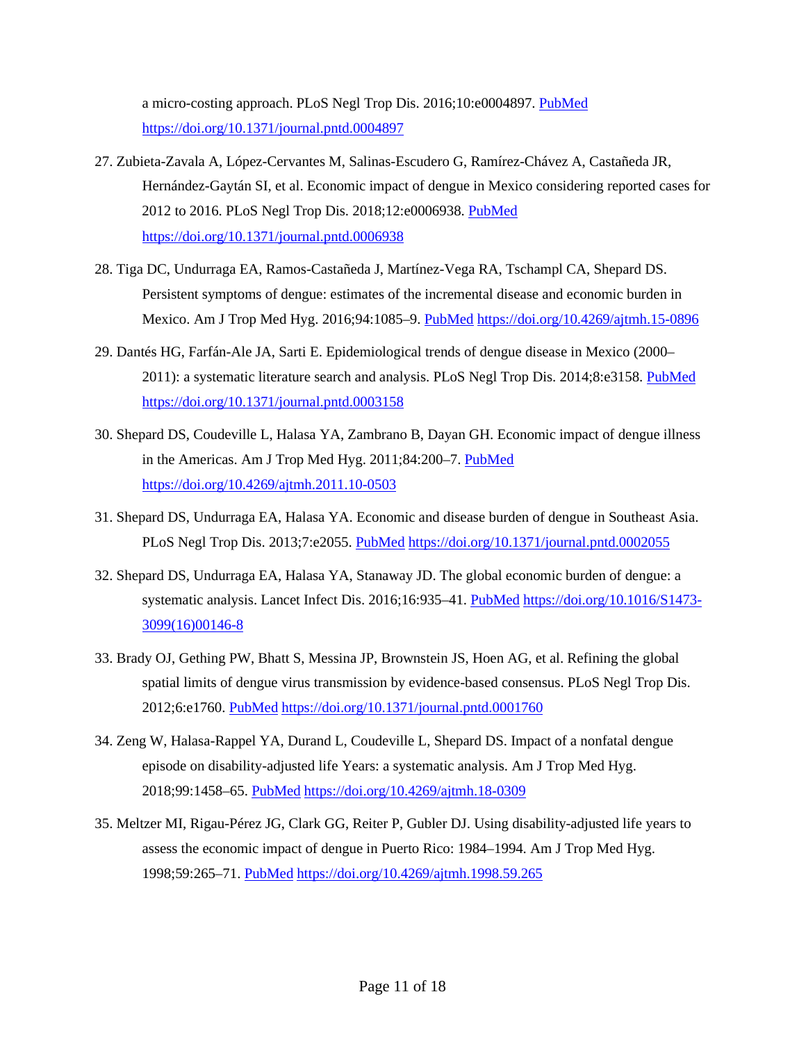a micro-costing approach. PLoS Negl Trop Dis. 2016;10:e0004897. PubMed https://doi.org/10.1371/journal.pntd.0004897

27. Zubieta-Zavala A, López-Cervantes M, Salinas-Escudero G, Ramírez-Chávez A, Castañeda JR, Hernández-Gaytán SI, et al. Economic impact of dengue in Mexico considering reported cases for 2012 to 2016. PLoS Negl Trop Dis. 2018;12:e0006938. PubMed https://doi.org/10.1371/journal.pntd.0006938

28. Tiga DC, Undurraga EA, Ramos-Castañeda J, Martínez-Vega RA, Tschampl CA, Shepard DS. Persistent symptoms of dengue: estimates of the incremental disease and economic burden in Mexico. Am J Trop Med Hyg. 2016;94:1085–9. PubMed https://doi.org/10.4269/ajtmh.15-0896

29. Dantés HG, Farfán-Ale JA, Sarti E. Epidemiological trends of dengue disease in Mexico (2000–2011): a systematic literature search and analysis. PLoS Negl Trop Dis. 2014;8:e3158. PubMed https://doi.org/10.1371/journal.pntd.0003158

30. Shepard DS, Coudeville L, Halasa YA, Zambrano B, Dayan GH. Economic impact of dengue illness in the Americas. Am J Trop Med Hyg. 2011;84:200–7. PubMed https://doi.org/10.4269/ajtmh.2011.10-0503

31. Shepard DS, Undurraga EA, Halasa YA. Economic and disease burden of dengue in Southeast Asia. PLoS Negl Trop Dis. 2013;7:e2055. PubMed https://doi.org/10.1371/journal.pntd.0002055

32. Shepard DS, Undurraga EA, Halasa YA, Stanaway JD. The global economic burden of dengue: a systematic analysis. Lancet Infect Dis. 2016;16:935–41. PubMed https://doi.org/10.1016/S1473-3099(16)00146-8

33. Brady OJ, Gething PW, Bhatt S, Messina JP, Brownstein JS, Hoen AG, et al. Refining the global spatial limits of dengue virus transmission by evidence-based consensus. PLoS Negl Trop Dis. 2012;6:e1760. PubMed https://doi.org/10.1371/journal.pntd.0001760

34. Zeng W, Halasa-Rappel YA, Durand L, Coudeville L, Shepard DS. Impact of a nonfatal dengue episode on disability-adjusted life Years: a systematic analysis. Am J Trop Med Hyg. 2018;99:1458–65. PubMed https://doi.org/10.4269/ajtmh.18-0309

35. Meltzer MI, Rigau-Pérez JG, Clark GG, Reiter P, Gubler DJ. Using disability-adjusted life years to assess the economic impact of dengue in Puerto Rico: 1984–1994. Am J Trop Med Hyg. 1998;59:265–71. PubMed https://doi.org/10.4269/ajtmh.1998.59.265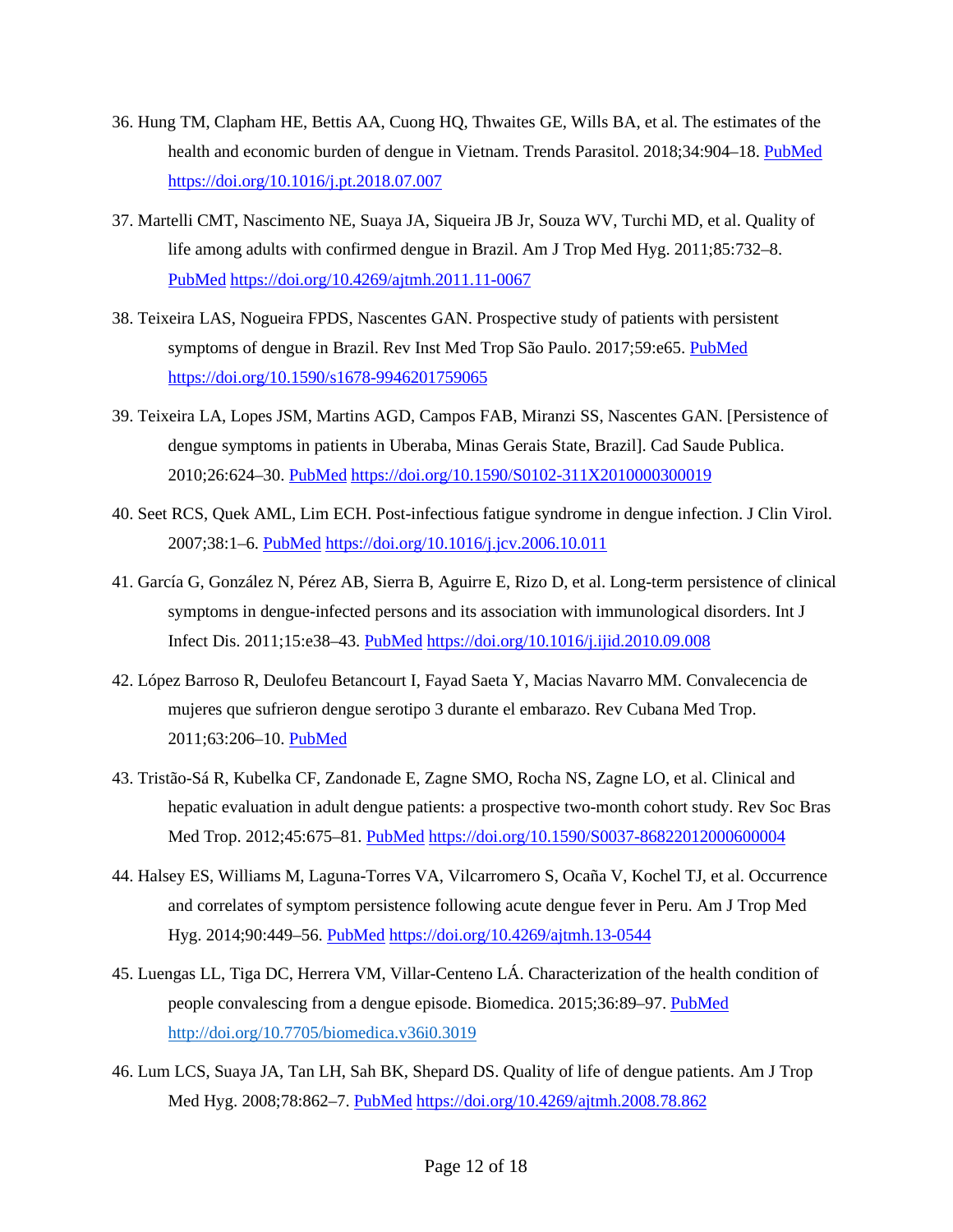36. Hung TM, Clapham HE, Bettis AA, Cuong HQ, Thwaites GE, Wills BA, et al. The estimates of the health and economic burden of dengue in Vietnam. Trends Parasitol. 2018;34:904–18. PubMed https://doi.org/10.1016/j.pt.2018.07.007

37. Martelli CMT, Nascimento NE, Suaya JA, Siqueira JB Jr, Souza WV, Turchi MD, et al. Quality of life among adults with confirmed dengue in Brazil. Am J Trop Med Hyg. 2011;85:732–8. PubMed https://doi.org/10.4269/ajtmh.2011.11-0067

38. Teixeira LAS, Nogueira FPDS, Nascentes GAN. Prospective study of patients with persistent symptoms of dengue in Brazil. Rev Inst Med Trop São Paulo. 2017;59:e65. PubMed https://doi.org/10.1590/s1678-9946201759065

39. Teixeira LA, Lopes JSM, Martins AGD, Campos FAB, Miranzi SS, Nascentes GAN. [Persistence of dengue symptoms in patients in Uberaba, Minas Gerais State, Brazil]. Cad Saude Publica. 2010;26:624–30. PubMed https://doi.org/10.1590/S0102-311X2010000300019

40. Seet RCS, Quek AML, Lim ECH. Post-infectious fatigue syndrome in dengue infection. J Clin Virol. 2007;38:1–6. PubMed https://doi.org/10.1016/j.jcv.2006.10.011

41. García G, González N, Pérez AB, Sierra B, Aguirre E, Rizo D, et al. Long-term persistence of clinical symptoms in dengue-infected persons and its association with immunological disorders. Int J Infect Dis. 2011;15:e38–43. PubMed https://doi.org/10.1016/j.ijid.2010.09.008

42. López Barroso R, Deulofeu Betancourt I, Fayad Saeta Y, Macias Navarro MM. Convalecencia de mujeres que sufrieron dengue serotipo 3 durante el embarazo. Rev Cubana Med Trop. 2011;63:206–10. PubMed

43. Tristão-Sá R, Kubelka CF, Zandonade E, Zagne SMO, Rocha NS, Zagne LO, et al. Clinical and hepatic evaluation in adult dengue patients: a prospective two-month cohort study. Rev Soc Bras Med Trop. 2012;45:675–81. PubMed https://doi.org/10.1590/S0037-86822012000600004

44. Halsey ES, Williams M, Laguna-Torres VA, Vilcarromero S, Ocaña V, Kochel TJ, et al. Occurrence and correlates of symptom persistence following acute dengue fever in Peru. Am J Trop Med Hyg. 2014;90:449–56. PubMed https://doi.org/10.4269/ajtmh.13-0544

45. Luengas LL, Tiga DC, Herrera VM, Villar-Centeno LÁ. Characterization of the health condition of people convalescing from a dengue episode. Biomedica. 2015;36:89–97. PubMed http://doi.org/10.7705/biomedica.v36i0.3019

46. Lum LCS, Suaya JA, Tan LH, Sah BK, Shepard DS. Quality of life of dengue patients. Am J Trop Med Hyg. 2008;78:862–7. PubMed https://doi.org/10.4269/ajtmh.2008.78.862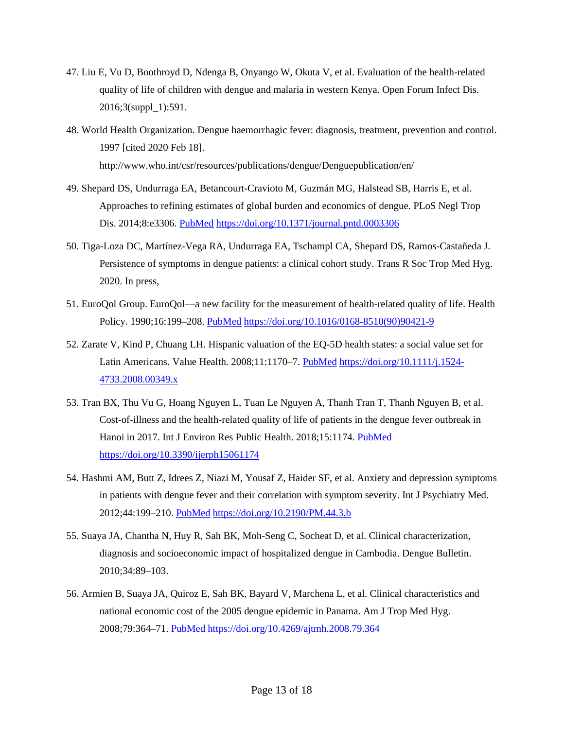47. Liu E, Vu D, Boothroyd D, Ndenga B, Onyango W, Okuta V, et al. Evaluation of the health-related quality of life of children with dengue and malaria in western Kenya. Open Forum Infect Dis. 2016;3(suppl_1):591.

48. World Health Organization. Dengue haemorrhagic fever: diagnosis, treatment, prevention and control. 1997 [cited 2020 Feb 18]. http://www.who.int/csr/resources/publications/dengue/Denguepublication/en/

49. Shepard DS, Undurraga EA, Betancourt-Cravioto M, Guzmán MG, Halstead SB, Harris E, et al. Approaches to refining estimates of global burden and economics of dengue. PLoS Negl Trop Dis. 2014;8:e3306. PubMed https://doi.org/10.1371/journal.pntd.0003306

50. Tiga-Loza DC, Martínez-Vega RA, Undurraga EA, Tschampl CA, Shepard DS, Ramos-Castañeda J. Persistence of symptoms in dengue patients: a clinical cohort study. Trans R Soc Trop Med Hyg. 2020. In press,

51. EuroQol Group. EuroQol—a new facility for the measurement of health-related quality of life. Health Policy. 1990;16:199–208. PubMed https://doi.org/10.1016/0168-8510(90)90421-9

52. Zarate V, Kind P, Chuang LH. Hispanic valuation of the EQ-5D health states: a social value set for Latin Americans. Value Health. 2008;11:1170–7. PubMed https://doi.org/10.1111/j.1524-4733.2008.00349.x

53. Tran BX, Thu Vu G, Hoang Nguyen L, Tuan Le Nguyen A, Thanh Tran T, Thanh Nguyen B, et al. Cost-of-illness and the health-related quality of life of patients in the dengue fever outbreak in Hanoi in 2017. Int J Environ Res Public Health. 2018;15:1174. PubMed https://doi.org/10.3390/ijerph15061174

54. Hashmi AM, Butt Z, Idrees Z, Niazi M, Yousaf Z, Haider SF, et al. Anxiety and depression symptoms in patients with dengue fever and their correlation with symptom severity. Int J Psychiatry Med. 2012;44:199–210. PubMed https://doi.org/10.2190/PM.44.3.b

55. Suaya JA, Chantha N, Huy R, Sah BK, Moh-Seng C, Socheat D, et al. Clinical characterization, diagnosis and socioeconomic impact of hospitalized dengue in Cambodia. Dengue Bulletin. 2010;34:89–103.

56. Armien B, Suaya JA, Quiroz E, Sah BK, Bayard V, Marchena L, et al. Clinical characteristics and national economic cost of the 2005 dengue epidemic in Panama. Am J Trop Med Hyg. 2008;79:364–71. PubMed https://doi.org/10.4269/ajtmh.2008.79.364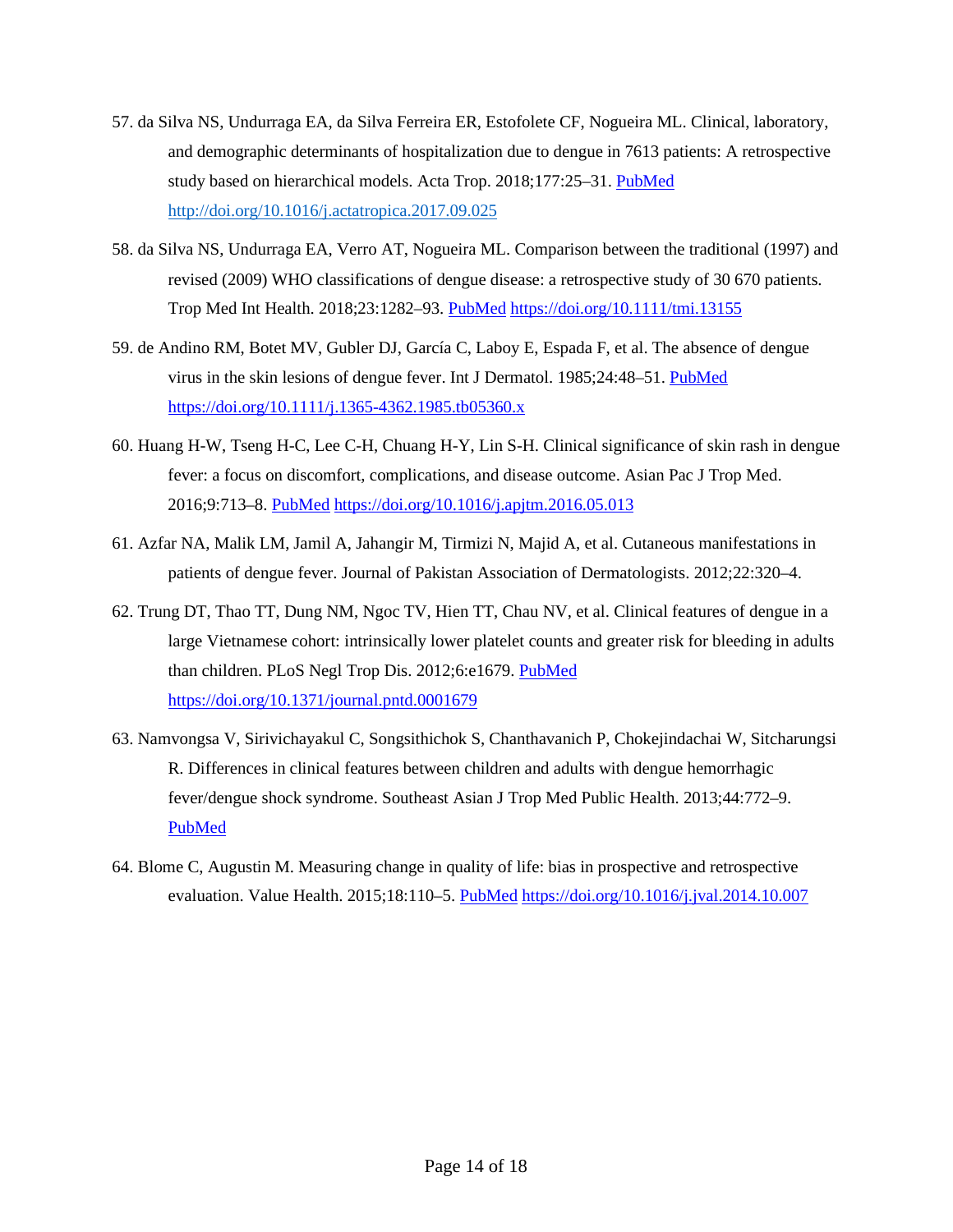57. da Silva NS, Undurraga EA, da Silva Ferreira ER, Estofolete CF, Nogueira ML. Clinical, laboratory, and demographic determinants of hospitalization due to dengue in 7613 patients: A retrospective study based on hierarchical models. Acta Trop. 2018;177:25–31. PubMed http://doi.org/10.1016/j.actatropica.2017.09.025

58. da Silva NS, Undurraga EA, Verro AT, Nogueira ML. Comparison between the traditional (1997) and revised (2009) WHO classifications of dengue disease: a retrospective study of 30 670 patients. Trop Med Int Health. 2018;23:1282–93. PubMed https://doi.org/10.1111/tmi.13155

59. de Andino RM, Botet MV, Gubler DJ, García C, Laboy E, Espada F, et al. The absence of dengue virus in the skin lesions of dengue fever. Int J Dermatol. 1985;24:48–51. PubMed https://doi.org/10.1111/j.1365-4362.1985.tb05360.x

60. Huang H-W, Tseng H-C, Lee C-H, Chuang H-Y, Lin S-H. Clinical significance of skin rash in dengue fever: a focus on discomfort, complications, and disease outcome. Asian Pac J Trop Med. 2016;9:713–8. PubMed https://doi.org/10.1016/j.apjtm.2016.05.013

61. Azfar NA, Malik LM, Jamil A, Jahangir M, Tirmizi N, Majid A, et al. Cutaneous manifestations in patients of dengue fever. Journal of Pakistan Association of Dermatologists. 2012;22:320–4.

62. Trung DT, Thao TT, Dung NM, Ngoc TV, Hien TT, Chau NV, et al. Clinical features of dengue in a large Vietnamese cohort: intrinsically lower platelet counts and greater risk for bleeding in adults than children. PLoS Negl Trop Dis. 2012;6:e1679. PubMed https://doi.org/10.1371/journal.pntd.0001679

63. Namvongsa V, Sirivichayakul C, Songsithichok S, Chanthavanich P, Chokejindachai W, Sitcharungsi R. Differences in clinical features between children and adults with dengue hemorrhagic fever/dengue shock syndrome. Southeast Asian J Trop Med Public Health. 2013;44:772–9. PubMed

64. Blome C, Augustin M. Measuring change in quality of life: bias in prospective and retrospective evaluation. Value Health. 2015;18:110–5. PubMed https://doi.org/10.1016/j.jval.2014.10.007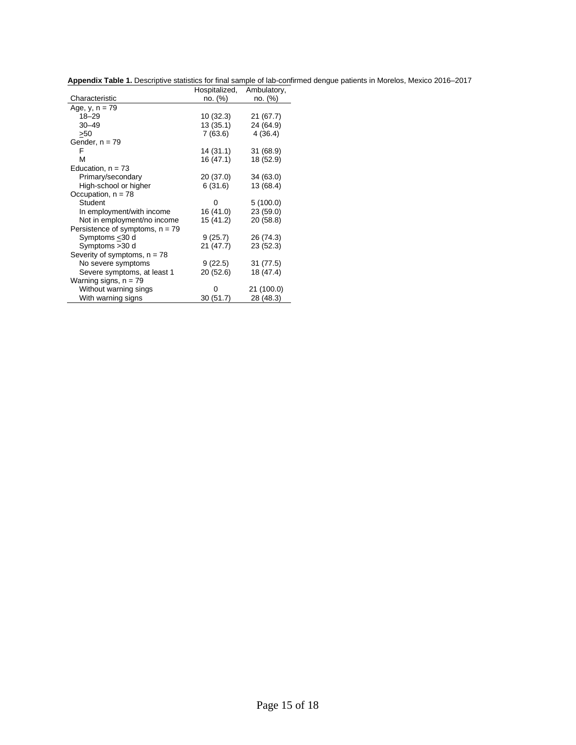**Appendix Table 1.** Descriptive statistics for final sample of lab-confirmed dengue patients in Morelos, Mexico 2016–2017

| Characteristic | Hospitalized, no. (%) | Ambulatory, no. (%) |
|---|---|---|
| Age, y, n = 79 | | |
| 18–29 | 10 (32.3) | 21 (67.7) |
| 30–49 | 13 (35.1) | 24 (64.9) |
| ≥50 | 7 (63.6) | 4 (36.4) |
| Gender, n = 79 | | |
| F | 14 (31.1) | 31 (68.9) |
| M | 16 (47.1) | 18 (52.9) |
| Education, n = 73 | | |
| Primary/secondary | 20 (37.0) | 34 (63.0) |
| High-school or higher | 6 (31.6) | 13 (68.4) |
| Occupation, n = 78 | | |
| Student | 0 | 5 (100.0) |
| In employment/with income | 16 (41.0) | 23 (59.0) |
| Not in employment/no income | 15 (41.2) | 20 (58.8) |
| Persistence of symptoms, n = 79 | | |
| Symptoms ≤30 d | 9 (25.7) | 26 (74.3) |
| Symptoms >30 d | 21 (47.7) | 23 (52.3) |
| Severity of symptoms, n = 78 | | |
| No severe symptoms | 9 (22.5) | 31 (77.5) |
| Severe symptoms, at least 1 | 20 (52.6) | 18 (47.4) |
| Warning signs, n = 79 | | |
| Without warning sings | 0 | 21 (100.0) |
| With warning signs | 30 (51.7) | 28 (48.3) |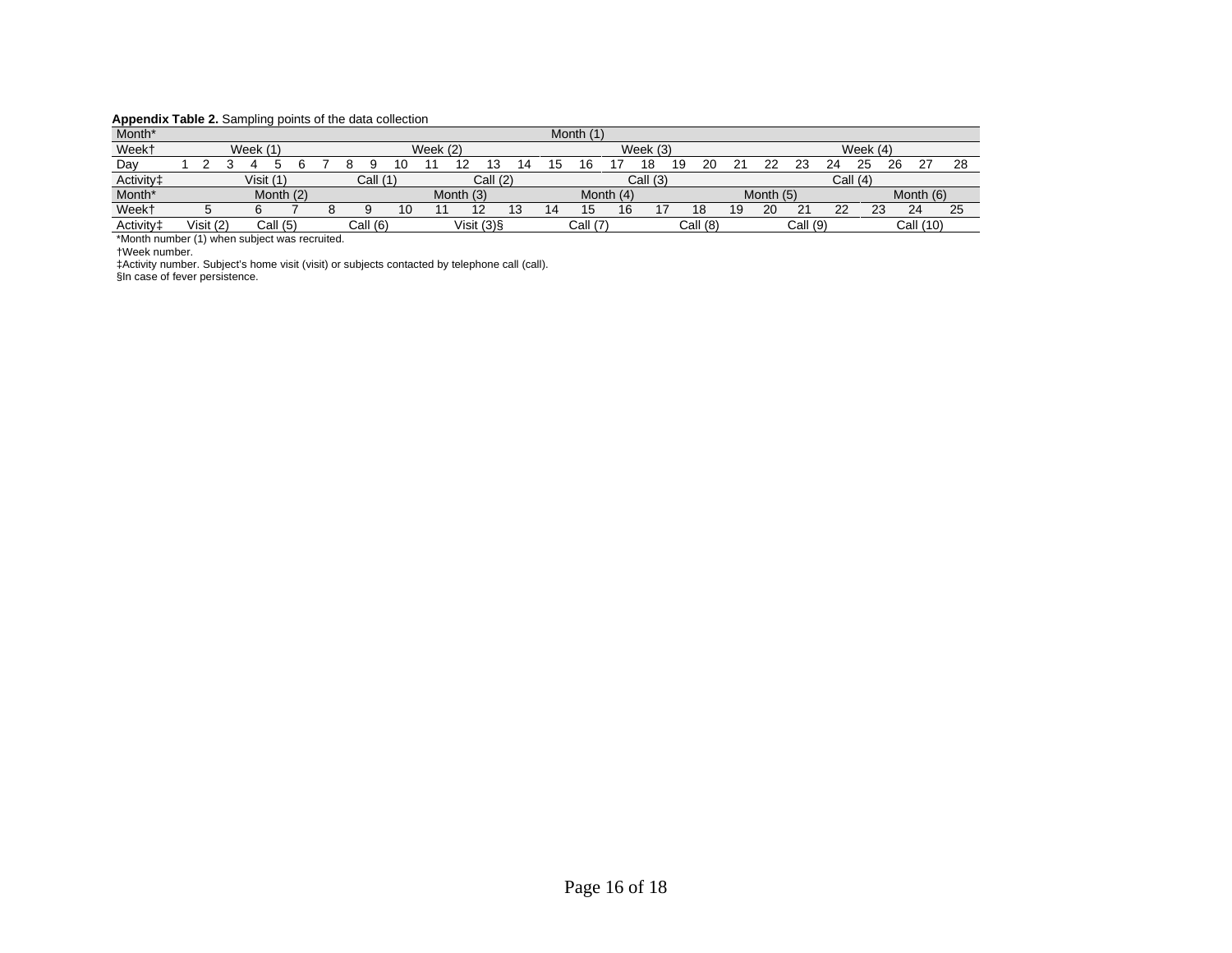**Appendix Table 2.** Sampling points of the data collection

| Month* | Month (1) | | | | | | | | | | | | | | | | | | | | | | | | | | | |
|---|---|---|---|---|---|---|---|---|---|---|---|---|---|---|---|---|---|---|---|---|---|---|---|---|---|---|---|---|
| Week† | Week (1) | | | | | | | Week (2) | | | | | | | Week (3) | | | | | | | Week (4) | | | | | | |
| Day | 1 | 2 | 3 | 4 | 5 | 6 | 7 | 8 | 9 | 10 | 11 | 12 | 13 | 14 | 15 | 16 | 17 | 18 | 19 | 20 | 21 | 22 | 23 | 24 | 25 | 26 | 27 | 28 |
| Activity‡ | Visit (1) | | | | | | | Call (1) | | | Call (2) | | | | Call (3) | | | | | | | Call (4) | | | | | | |

| Month* | Month (2) | | | | Month (3) | | | | Month (4) | | | | Month (5) | | | | Month (6) | | |
|---|---|---|---|---|---|---|---|---|---|---|---|---|---|---|---|---|---|---|---|
| Week† | 5 | 6 | 7 | 8 | 9 | 10 | 11 | 12 | 13 | 14 | 15 | 16 | 17 | 18 | 19 | 20 | 21 | 22 | 23 | 24 | 25 |
| Activity‡ | Visit (2) | Call (5) | | | Call (6) | | Visit (3)§ | | | Call (7) | | | Call (8) | | | Call (9) | | | Call (10) | | |

*Month number (1) when subject was recruited.
†Week number.
‡Activity number. Subject's home visit (visit) or subjects contacted by telephone call (call).
§In case of fever persistence.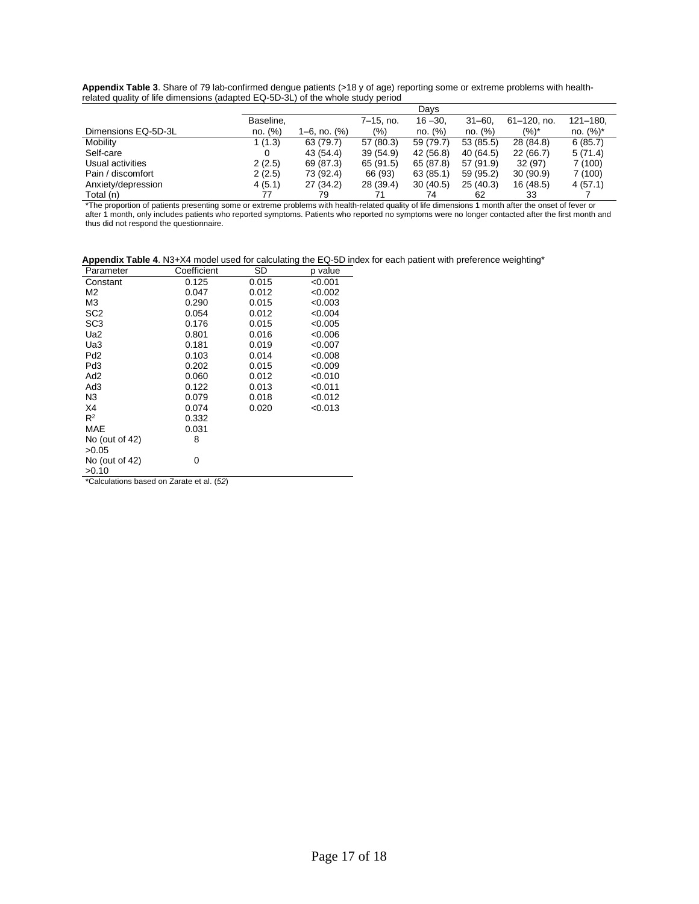**Appendix Table 3**. Share of 79 lab-confirmed dengue patients (>18 y of age) reporting some or extreme problems with health-related quality of life dimensions (adapted EQ-5D-3L) of the whole study period

| | Days | | | | | | |
|---|---|---|---|---|---|---|---|
| Dimensions EQ-5D-3L | Baseline, no. (%) | 1–6, no. (%) | 7–15, no. (%) | 16 –30, no. (%) | 31–60, no. (%) | 61–120, no. (%)* | 121–180, no. (%)* |
| Mobility | 1 (1.3) | 63 (79.7) | 57 (80.3) | 59 (79.7) | 53 (85.5) | 28 (84.8) | 6 (85.7) |
| Self-care | 0 | 43 (54.4) | 39 (54.9) | 42 (56.8) | 40 (64.5) | 22 (66.7) | 5 (71.4) |
| Usual activities | 2 (2.5) | 69 (87.3) | 65 (91.5) | 65 (87.8) | 57 (91.9) | 32 (97) | 7 (100) |
| Pain / discomfort | 2 (2.5) | 73 (92.4) | 66 (93) | 63 (85.1) | 59 (95.2) | 30 (90.9) | 7 (100) |
| Anxiety/depression | 4 (5.1) | 27 (34.2) | 28 (39.4) | 30 (40.5) | 25 (40.3) | 16 (48.5) | 4 (57.1) |
| Total (n) | 77 | 79 | 71 | 74 | 62 | 33 | 7 |

*The proportion of patients presenting some or extreme problems with health-related quality of life dimensions 1 month after the onset of fever or after 1 month, only includes patients who reported symptoms. Patients who reported no symptoms were no longer contacted after the first month and thus did not respond the questionnaire.

**Appendix Table 4**. N3+X4 model used for calculating the EQ-5D index for each patient with preference weighting*

| Parameter | Coefficient | SD | p value |
|---|---|---|---|
| Constant | 0.125 | 0.015 | <0.001 |
| M2 | 0.047 | 0.012 | <0.002 |
| M3 | 0.290 | 0.015 | <0.003 |
| SC2 | 0.054 | 0.012 | <0.004 |
| SC3 | 0.176 | 0.015 | <0.005 |
| Ua2 | 0.801 | 0.016 | <0.006 |
| Ua3 | 0.181 | 0.019 | <0.007 |
| Pd2 | 0.103 | 0.014 | <0.008 |
| Pd3 | 0.202 | 0.015 | <0.009 |
| Ad2 | 0.060 | 0.012 | <0.010 |
| Ad3 | 0.122 | 0.013 | <0.011 |
| N3 | 0.079 | 0.018 | <0.012 |
| X4 | 0.074 | 0.020 | <0.013 |
| $R^2$ | 0.332 | | |
| MAE | 0.031 | | |
| No (out of 42) >0.05 | 8 | | |
| No (out of 42) >0.10 | 0 | | |

*Calculations based on Zarate et al. (*52*)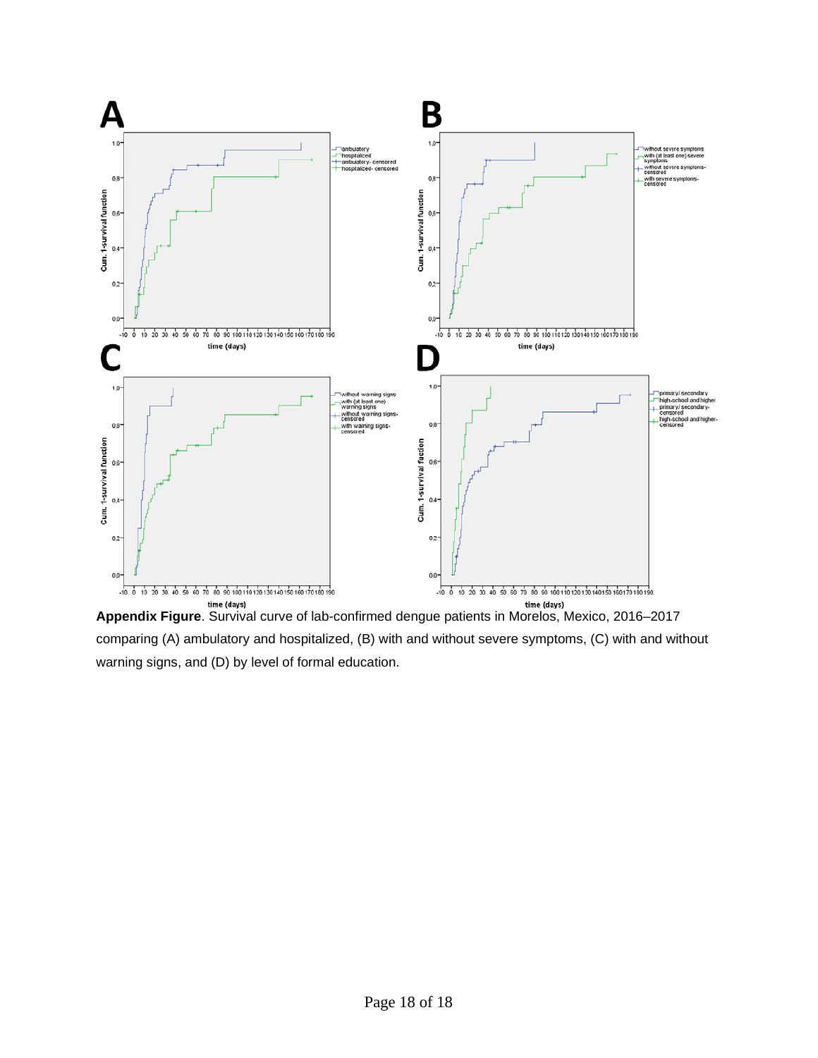A

Cum. 1-survival function

1.0
0.8
0.6
0.4
0.2
0.0

-10 0 10 20 30 40 50 60 70 80 90 100 110 120 130 140 150 160 170 180 190

time (days)

ambulatory
hospitalized
ambulatory- censored
hospitalized- censored

B

Cum. 1-survival function

1,0
0,8
0,6
0,4
0,2
0,0

-10 0 10 20 30 40 50 60 70 80 90 100 110 120 130 140 150 160 170 180 190

time (days)

without severe symptoms
with (at least one) severe symptoms
without severe symptoms- censored
with severe symptoms- censored

C

Cum. 1-survival function

1.0
0.8
0.6
0.4
0.2
0.0

-10 0 10 20 30 40 50 60 70 80 90 100 110 120 130 140 150 160 170 180 190

time (days)

without warning signs
with (at least one) warning signs
without warning signs- censored
with warning signs- censored

D

Cum. 1-survival fuction

1.0
0.8
0.6
0.4
0.2
0.0

-10 0 10 20 30 40 50 60 70 80 90 100 110 120 130 140 150 160 170 180 190

time (days)

primary/ secondary
high-school and higher
primary/ secondary- censored
high-school and higher- censored

**Appendix Figure**. Survival curve of lab-confirmed dengue patients in Morelos, Mexico, 2016–2017 comparing (A) ambulatory and hospitalized, (B) with and without severe symptoms, (C) with and without warning signs, and (D) by level of formal education.